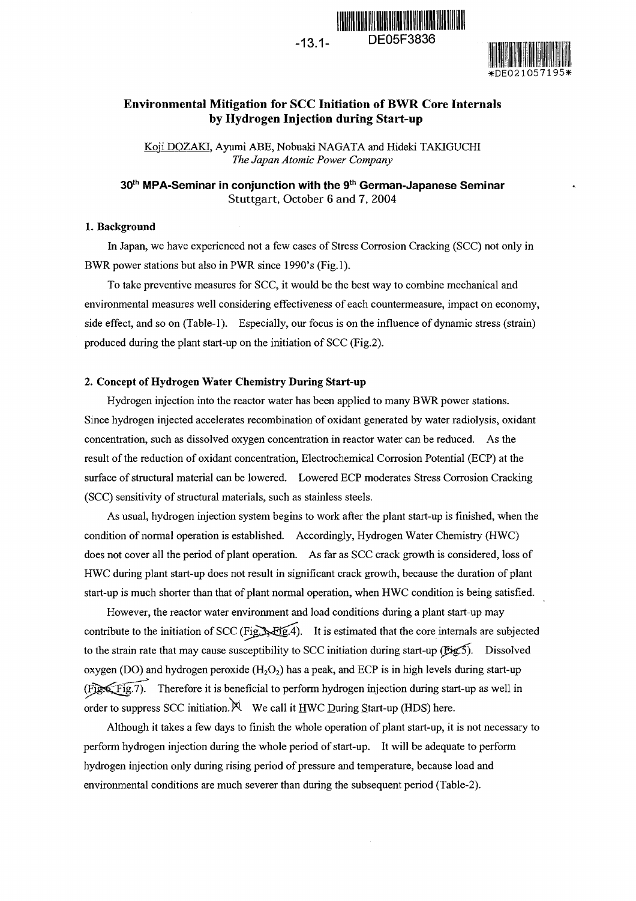# Environmental Mitigation for SCC Initiation of BWR Core Internals by Hydrogen Injection during Start-up

Koji DOZAKI, Ayumi ABE, Nobuaki NAGATA and Hideki TAKIGUCHI

*The Japan Atomic Power Company*

**30th MPA-Seminar in conjunction with the 9th German-Japanese Seminar**
Stuttgart, October 6 and 7, 2004

### 1. Background

In Japan, we have experienced not a few cases of Stress Corrosion Cracking (SCC) not only in BWR power stations but also in PWR since 1990's (Fig.1).

To take preventive measures for SCC, it would be the best way to combine mechanical and environmental measures well considering effectiveness of each countermeasure, impact on economy, side effect, and so on (Table-1). Especially, our focus is on the influence of dynamic stress (strain) produced during the plant start-up on the initiation of SCC (Fig.2).

### 2. Concept of Hydrogen Water Chemistry During Start-up

Hydrogen injection into the reactor water has been applied to many BWR power stations. Since hydrogen injected accelerates recombination of oxidant generated by water radiolysis, oxidant concentration, such as dissolved oxygen concentration in reactor water can be reduced. As the result of the reduction of oxidant concentration, Electrochemical Corrosion Potential (ECP) at the surface of structural material can be lowered. Lowered ECP moderates Stress Corrosion Cracking (SCC) sensitivity of structural materials, such as stainless steels.

As usual, hydrogen injection system begins to work after the plant start-up is finished, when the condition of normal operation is established. Accordingly, Hydrogen Water Chemistry (HWC) does not cover all the period of plant operation. As far as SCC crack growth is considered, loss of HWC during plant start-up does not result in significant crack growth, because the duration of plant start-up is much shorter than that of plant normal operation, when HWC condition is being satisfied.

However, the reactor water environment and load conditions during a plant start-up may contribute to the initiation of SCC (Fig.3, Fig.4). It is estimated that the core internals are subjected to the strain rate that may cause susceptibility to SCC initiation during start-up (Fig.5). Dissolved oxygen (DO) and hydrogen peroxide ($H_2O_2$) has a peak, and ECP is in high levels during start-up (Fig.6, Fig.7). Therefore it is beneficial to perform hydrogen injection during start-up as well in order to suppress SCC initiation. We call it HWC During Start-up (HDS) here.

Although it takes a few days to finish the whole operation of plant start-up, it is not necessary to perform hydrogen injection during the whole period of start-up. It will be adequate to perform hydrogen injection only during rising period of pressure and temperature, because load and environmental conditions are much severer than during the subsequent period (Table-2).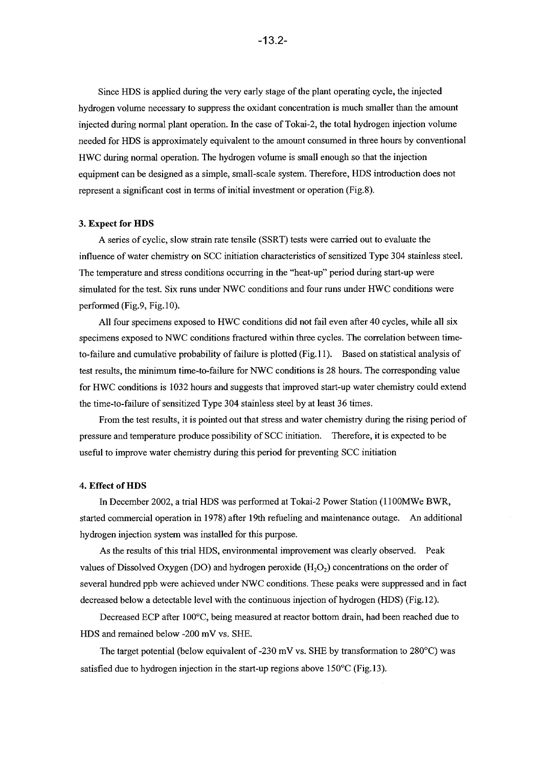Since HDS is applied during the very early stage of the plant operating cycle, the injected hydrogen volume necessary to suppress the oxidant concentration is much smaller than the amount injected during normal plant operation. In the case of Tokai-2, the total hydrogen injection volume needed for HDS is approximately equivalent to the amount consumed in three hours by conventional HWC during normal operation. The hydrogen volume is small enough so that the injection equipment can be designed as a simple, small-scale system. Therefore, HDS introduction does not represent a significant cost in terms of initial investment or operation (Fig.8).

### 3. Expect for HDS

A series of cyclic, slow strain rate tensile (SSRT) tests were carried out to evaluate the influence of water chemistry on SCC initiation characteristics of sensitized Type 304 stainless steel. The temperature and stress conditions occurring in the "heat-up" period during start-up were simulated for the test. Six runs under NWC conditions and four runs under HWC conditions were performed (Fig.9, Fig.10).

All four specimens exposed to HWC conditions did not fail even after 40 cycles, while all six specimens exposed to NWC conditions fractured within three cycles. The correlation between time-to-failure and cumulative probability of failure is plotted (Fig.11). Based on statistical analysis of test results, the minimum time-to-failure for NWC conditions is 28 hours. The corresponding value for HWC conditions is 1032 hours and suggests that improved start-up water chemistry could extend the time-to-failure of sensitized Type 304 stainless steel by at least 36 times.

From the test results, it is pointed out that stress and water chemistry during the rising period of pressure and temperature produce possibility of SCC initiation. Therefore, it is expected to be useful to improve water chemistry during this period for preventing SCC initiation

### 4. Effect of HDS

In December 2002, a trial HDS was performed at Tokai-2 Power Station (1100MWe BWR, started commercial operation in 1978) after 19th refueling and maintenance outage. An additional hydrogen injection system was installed for this purpose.

As the results of this trial HDS, environmental improvement was clearly observed. Peak values of Dissolved Oxygen (DO) and hydrogen peroxide ($H_2O_2$) concentrations on the order of several hundred ppb were achieved under NWC conditions. These peaks were suppressed and in fact decreased below a detectable level with the continuous injection of hydrogen (HDS) (Fig.12).

Decreased ECP after 100°C, being measured at reactor bottom drain, had been reached due to HDS and remained below -200 mV vs. SHE.

The target potential (below equivalent of -230 mV vs. SHE by transformation to 280°C) was satisfied due to hydrogen injection in the start-up regions above 150°C (Fig.13).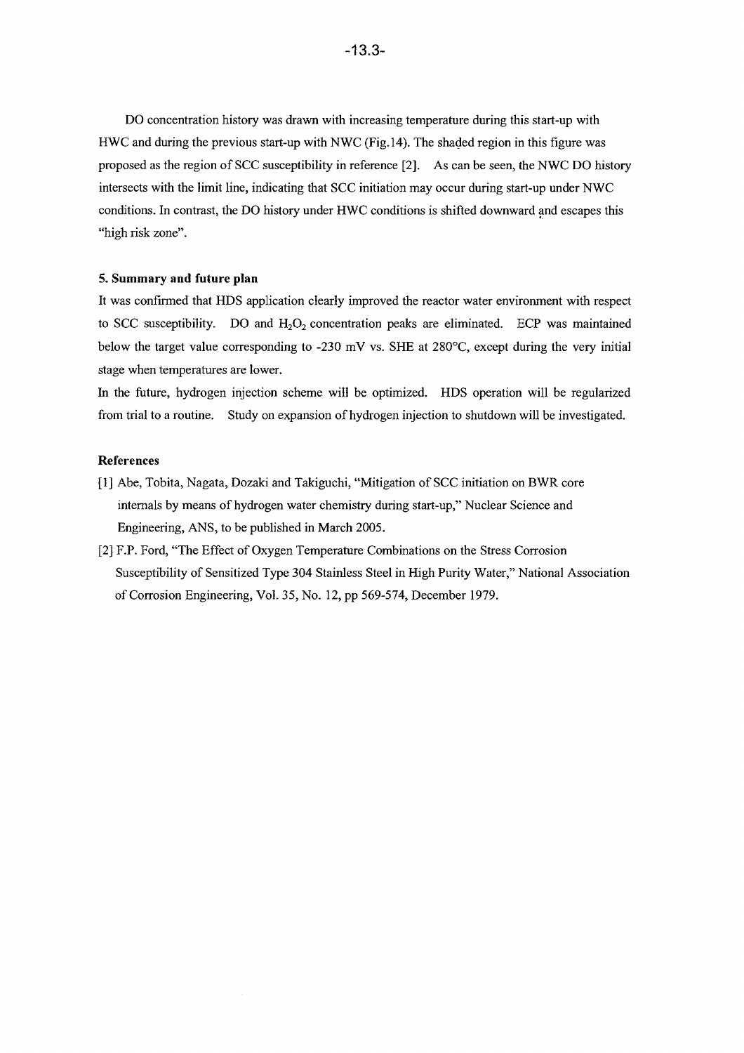DO concentration history was drawn with increasing temperature during this start-up with HWC and during the previous start-up with NWC (Fig.14). The shaded region in this figure was proposed as the region of SCC susceptibility in reference [2]. As can be seen, the NWC DO history intersects with the limit line, indicating that SCC initiation may occur during start-up under NWC conditions. In contrast, the DO history under HWC conditions is shifted downward and escapes this "high risk zone".

## 5. Summary and future plan

It was confirmed that HDS application clearly improved the reactor water environment with respect to SCC susceptibility. DO and $H_2O_2$ concentration peaks are eliminated. ECP was maintained below the target value corresponding to -230 mV vs. SHE at 280°C, except during the very initial stage when temperatures are lower.

In the future, hydrogen injection scheme will be optimized. HDS operation will be regularized from trial to a routine. Study on expansion of hydrogen injection to shutdown will be investigated.

## References

[1] Abe, Tobita, Nagata, Dozaki and Takiguchi, "Mitigation of SCC initiation on BWR core internals by means of hydrogen water chemistry during start-up," Nuclear Science and Engineering, ANS, to be published in March 2005.

[2] F.P. Ford, "The Effect of Oxygen Temperature Combinations on the Stress Corrosion Susceptibility of Sensitized Type 304 Stainless Steel in High Purity Water," National Association of Corrosion Engineering, Vol. 35, No. 12, pp 569-574, December 1979.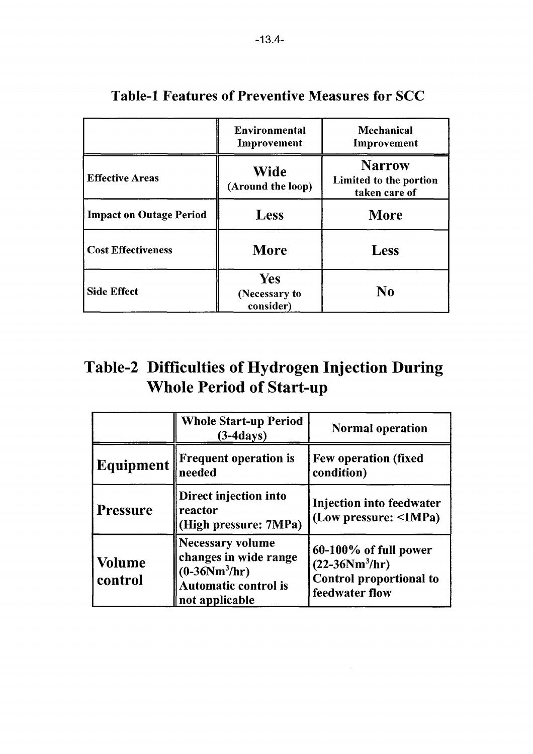## Table-1 Features of Preventive Measures for SCC

| | Environmental Improvement | Mechanical Improvement |
|---|---|---|
| Effective Areas | **Wide** (Around the loop) | **Narrow** Limited to the portion taken care of |
| Impact on Outage Period | **Less** | **More** |
| Cost Effectiveness | **More** | **Less** |
| Side Effect | **Yes** (Necessary to consider) | **No** |

## Table-2 Difficulties of Hydrogen Injection During Whole Period of Start-up

| | Whole Start-up Period (3-4days) | Normal operation |
|---|---|---|
| **Equipment** | Frequent operation is needed | Few operation (fixed condition) |
| **Pressure** | Direct injection into reactor (High pressure: 7MPa) | Injection into feedwater (Low pressure: <1MPa) |
| **Volume control** | Necessary volume changes in wide range ($0\text{-}36Nm^3/hr$) Automatic control is not applicable | 60-100% of full power ($22\text{-}36Nm^3/hr$) Control proportional to feedwater flow |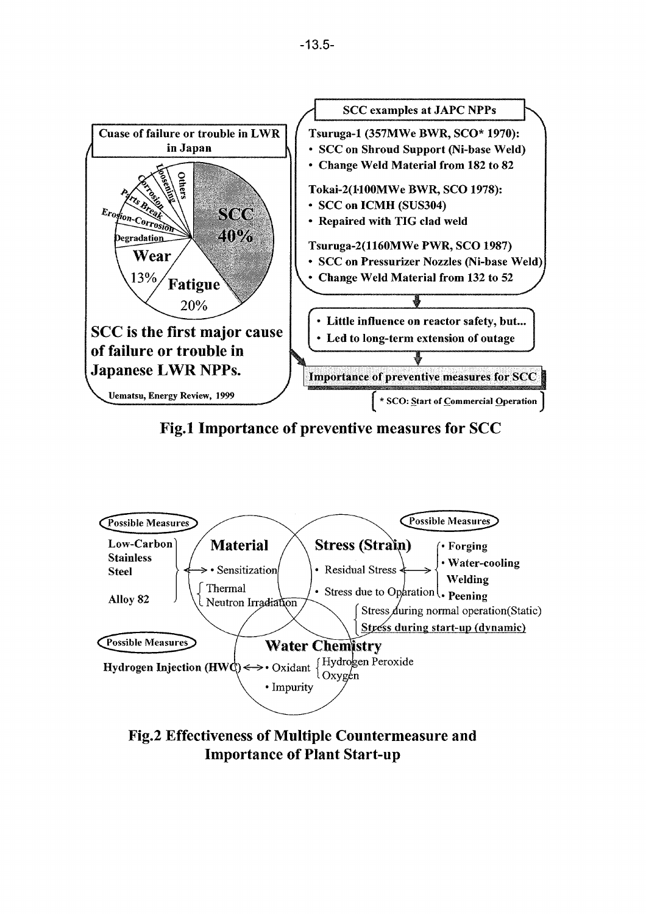**Cuase of failure or trouble in LWR in Japan**

- SCC 40%
- Fatigue 20%
- Wear 13%
- Degradation
- Erosion-Corrosion
- Parts Break
- Corrosion
- Loosening
- Others

**SCC is the first major cause of failure or trouble in Japanese LWR NPPs.**

Uematsu, Energy Review, 1999

**SCC examples at JAPC NPPs**

**Tsuruga-1 (357MWe BWR, SCO* 1970):**
- **SCC on Shroud Support (Ni-base Weld)**
- **Change Weld Material from 182 to 82**

**Tokai-2(1100MWe BWR, SCO 1978):**
- **SCC on ICMH (SUS304)**
- **Repaired with TIG clad weld**

**Tsuruga-2(1160MWe PWR, SCO 1987)**
- **SCC on Pressurizer Nozzles (Ni-base Weld)**
- **Change Weld Material from 132 to 52**

- **Little influence on reactor safety, but...**
- **Led to long-term extension of outage**

**Importance of preventive measures for SCC**

* SCO: Start of Commercial Operation

**Fig.1 Importance of preventive measures for SCC**

**Material**
- Sensitization
- Thermal / Neutron Irradiation

Possible Measures: Low-Carbon Stainless Steel, Alloy 82

**Stress (Strain)**
- Residual Stress
- Stress due to Operation
  - Stress during normal operation(Static)
  - Stress during start-up (dynamic)

Possible Measures: Forging, Water-cooling Welding, Peening

**Water Chemistry**
- Oxidant (Hydrogen Peroxide, Oxygen)
- Impurity

Possible Measures: Hydrogen Injection (HWC)

**Fig.2 Effectiveness of Multiple Countermeasure and Importance of Plant Start-up**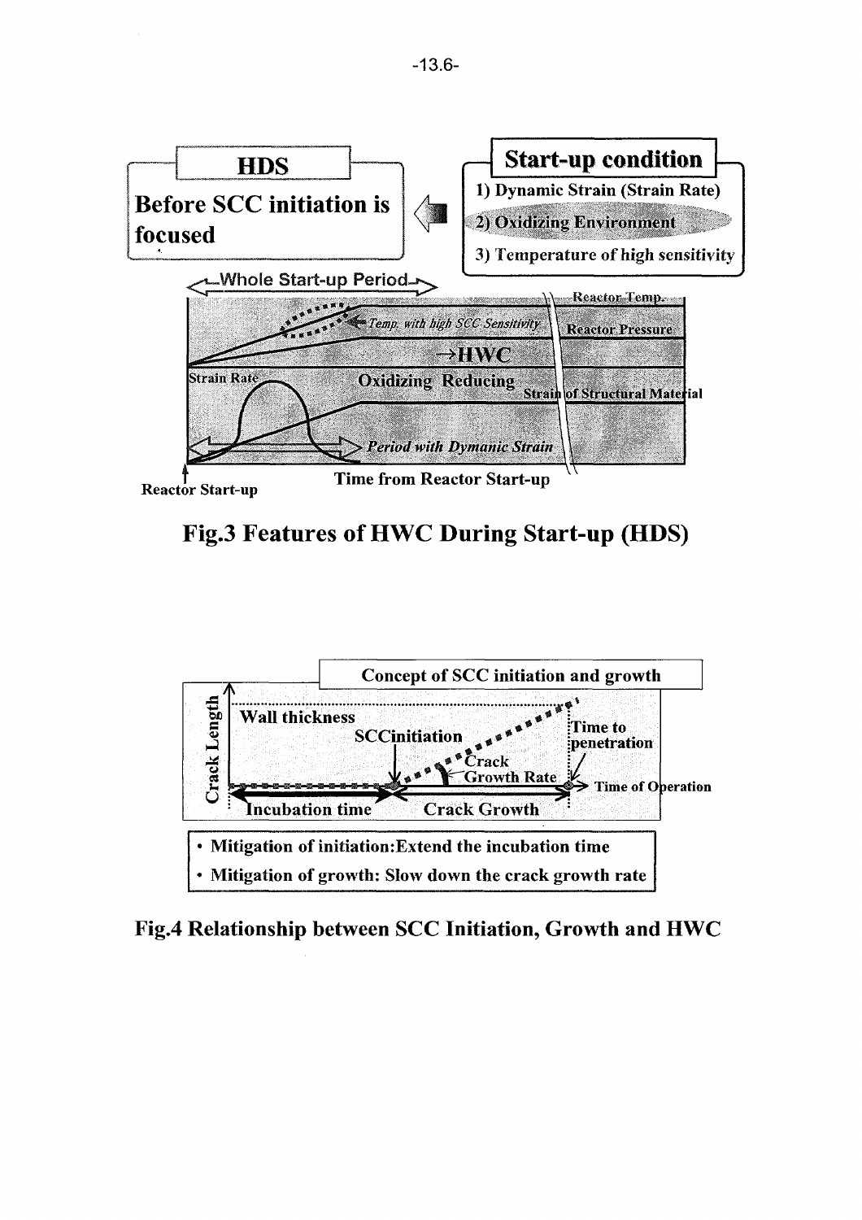**HDS**

**Before SCC initiation is focused**

**Start-up condition**

1) Dynamic Strain (Strain Rate)
2) Oxidizing Environment
3) Temperature of high sensitivity

Whole Start-up Period

Temp. with high SCC Sensitivity

Reactor Temp.

Reactor Pressure

→HWC

Strain Rate

Oxidizing Reducing

Strain of Structural Material

Period with Dymanic Strain

Reactor Start-up

Time from Reactor Start-up

**Fig.3 Features of HWC During Start-up (HDS)**

**Concept of SCC initiation and growth**

Crack Length

Wall thickness

SCCinitiation

Crack Growth Rate

Time to penetration

Time of Operation

Incubation time

Crack Growth

- Mitigation of initiation: Extend the incubation time
- Mitigation of growth: Slow down the crack growth rate

**Fig.4 Relationship between SCC Initiation, Growth and HWC**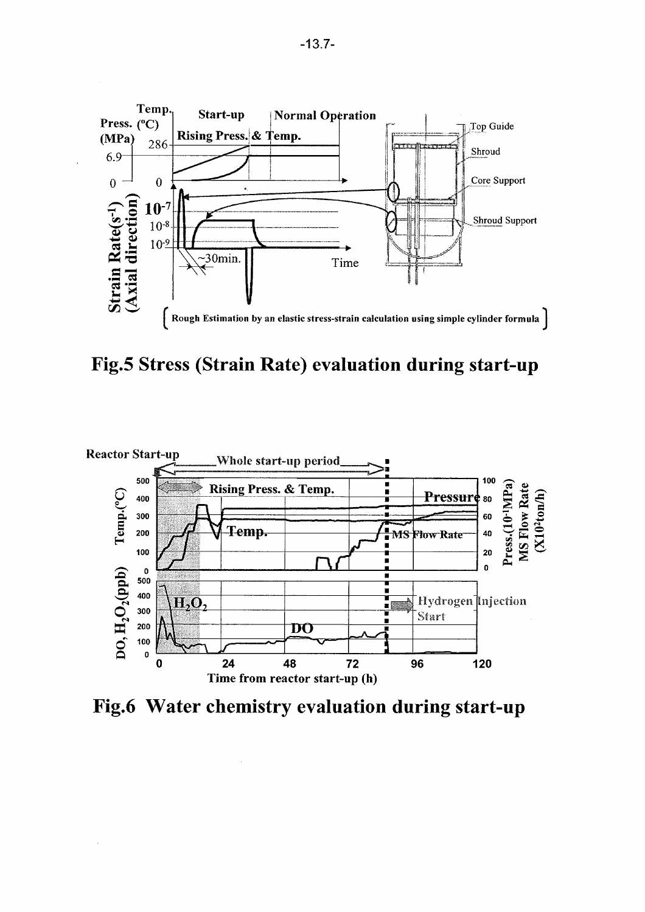Fig.5 Stress (Strain Rate) evaluation during start-up

Fig.6 Water chemistry evaluation during start-up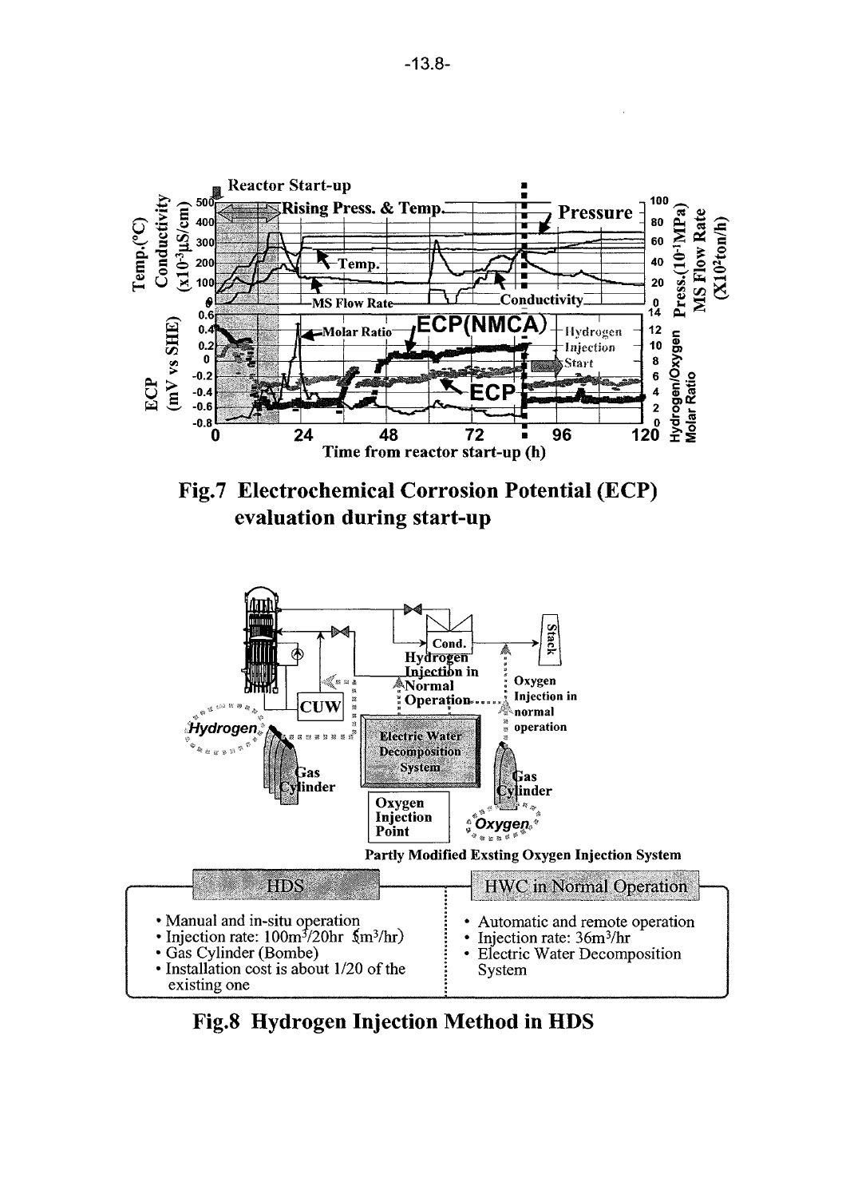**Fig.7 Electrochemical Corrosion Potential (ECP) evaluation during start-up**

Partly Modified Exsting Oxygen Injection System

| HDS | HWC in Normal Operation |
|---|---|
| • Manual and in-situ operation<br>• Injection rate: $100m^3/20hr$ ($5m^3/hr$)<br>• Gas Cylinder (Bombe)<br>• Installation cost is about 1/20 of the existing one | • Automatic and remote operation<br>• Injection rate: $36m^3/hr$<br>• Electric Water Decomposition System |

**Fig.8 Hydrogen Injection Method in HDS**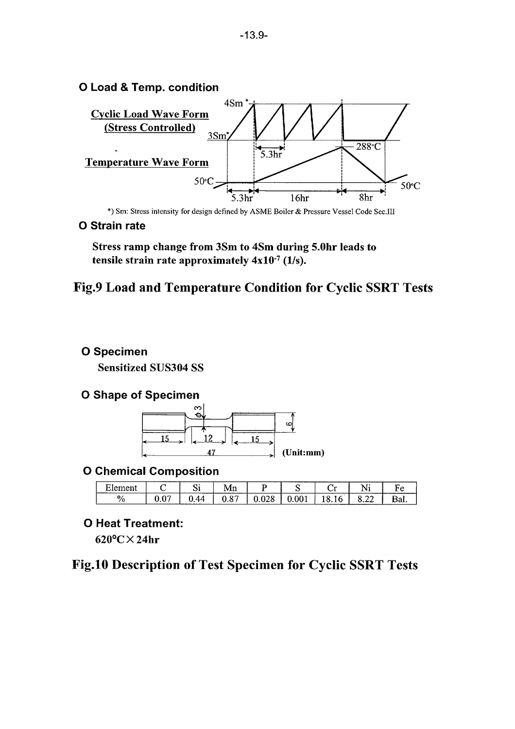**O Load & Temp. condition**

**Cyclic Load Wave Form (Stress Controlled)**

**Temperature Wave Form**

*) Sm: Stress intensity for design defined by ASME Boiler & Pressure Vessel Code Sec.III

**O Strain rate**

**Stress ramp change from 3Sm to 4Sm during 5.0hr leads to tensile strain rate approximately $4 \times 10^{-7}$ (1/s).**

## Fig.9 Load and Temperature Condition for Cyclic SSRT Tests

**O Specimen**

**Sensitized SUS304 SS**

**O Shape of Specimen**

(Unit:mm)

**O Chemical Composition**

| Element | C | Si | Mn | P | S | Cr | Ni | Fe |
|---|---|---|---|---|---|---|---|---|
| % | 0.07 | 0.44 | 0.87 | 0.028 | 0.001 | 18.16 | 8.22 | Bal. |

**O Heat Treatment:**

**620°C×24hr**

## Fig.10 Description of Test Specimen for Cyclic SSRT Tests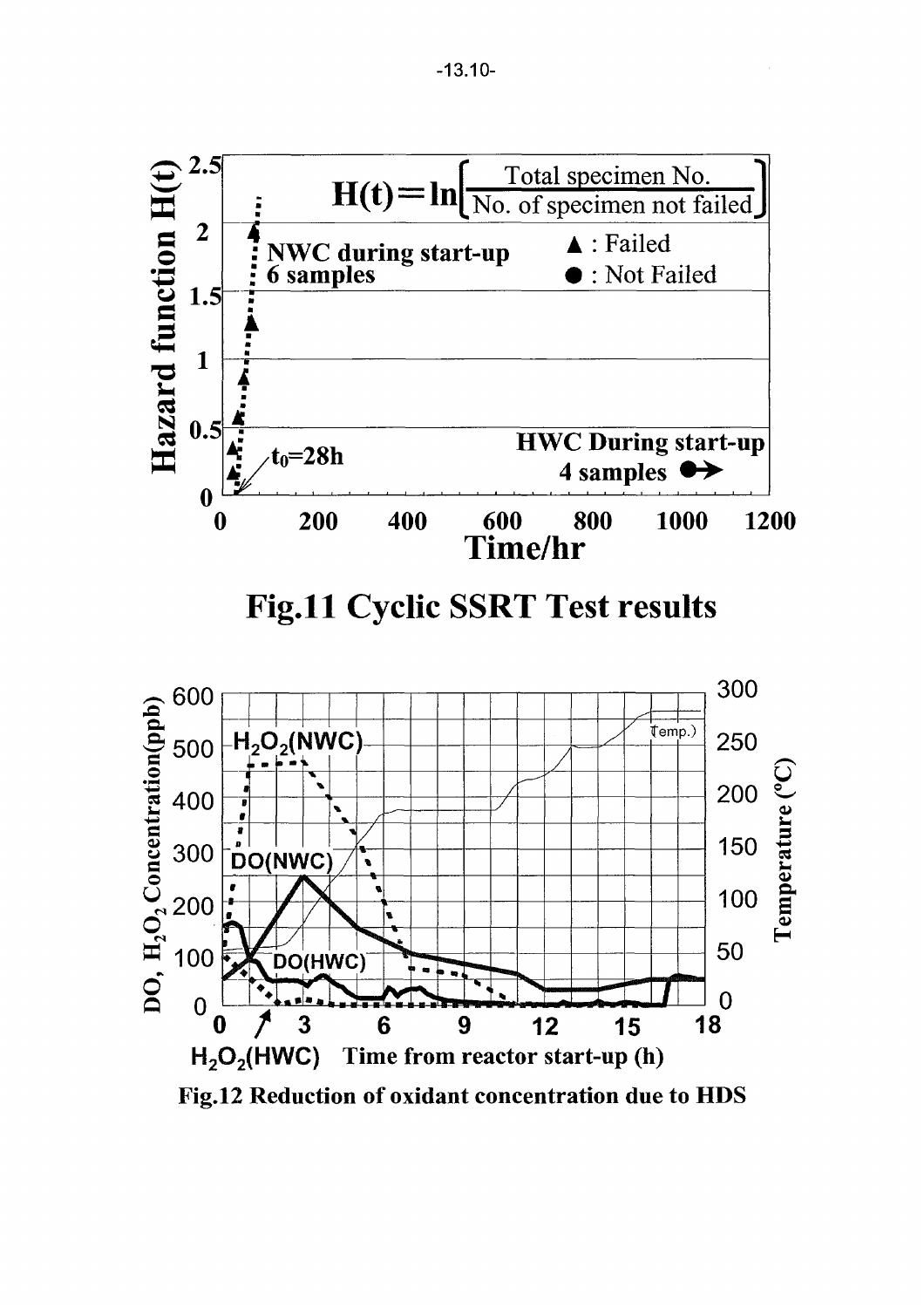Fig.11 Cyclic SSRT Test results

Fig.12 Reduction of oxidant concentration due to HDS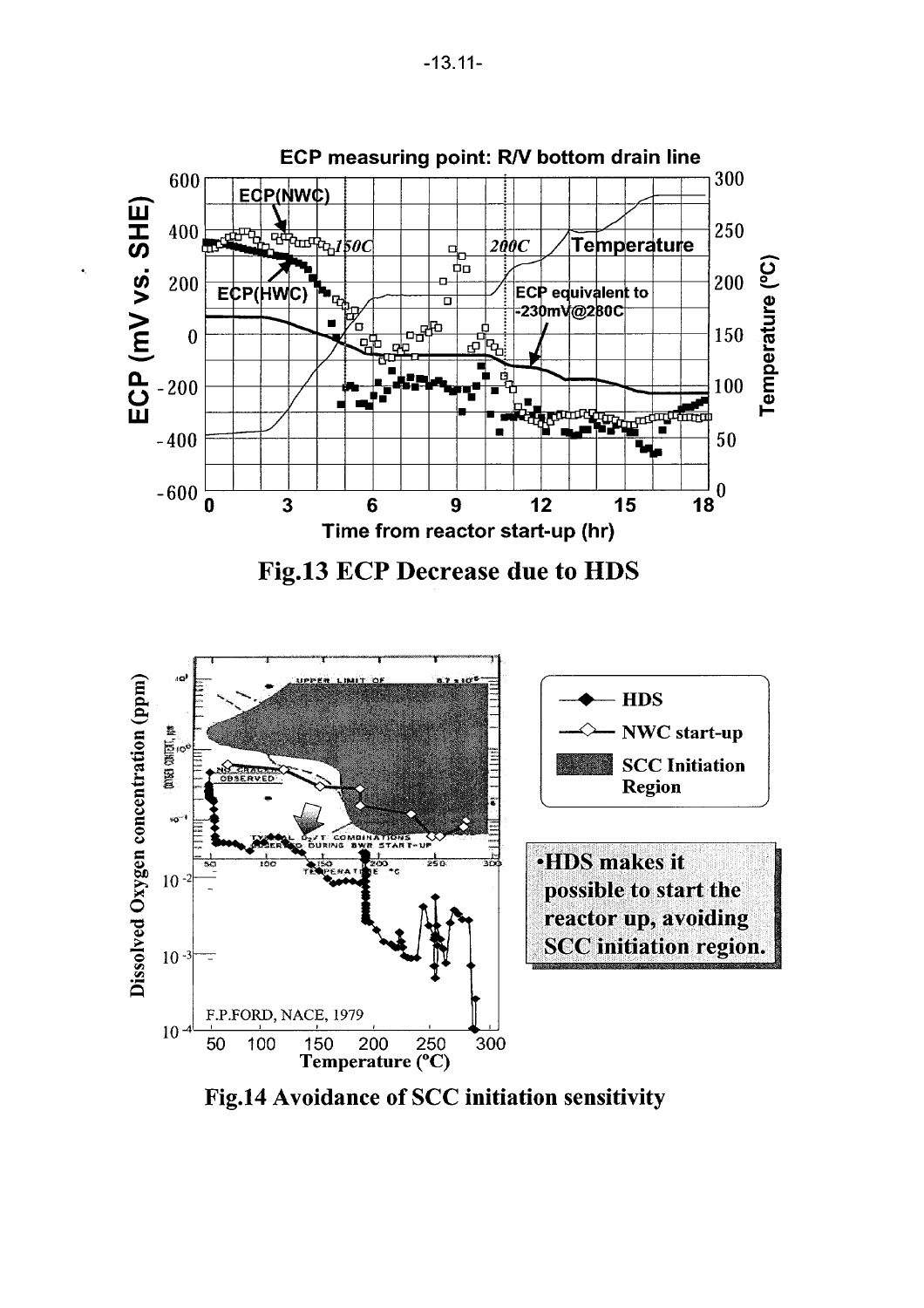ECP measuring point: R/V bottom drain line

ECP (mV vs. SHE)

Temperature (°C)

ECP(NWC)

ECP(HWC)

150C

200C

Temperature

ECP equivalent to -230mV@280C

600
400
200
0
-200
-400
-600

300
250
200
150
100
50
0

0 3 6 9 12 15 18

Time from reactor start-up (hr)

**Fig.13 ECP Decrease due to HDS**

Dissolved Oxygen concentration (ppm)

$10^{-2}$
$10^{-3}$
$10^{-4}$

50 100 150 200 250 300

Temperature (°C)

F.P.FORD, NACE, 1979

UPPER LIMIT OF

NO CRACKING OBSERVED

TYPICAL $O_2$/T COMBINATIONS OBSERVED DURING BWR START-UP

HDS

NWC start-up

SCC Initiation Region

- HDS makes it possible to start the reactor up, avoiding SCC initiation region.

**Fig.14 Avoidance of SCC initiation sensitivity**